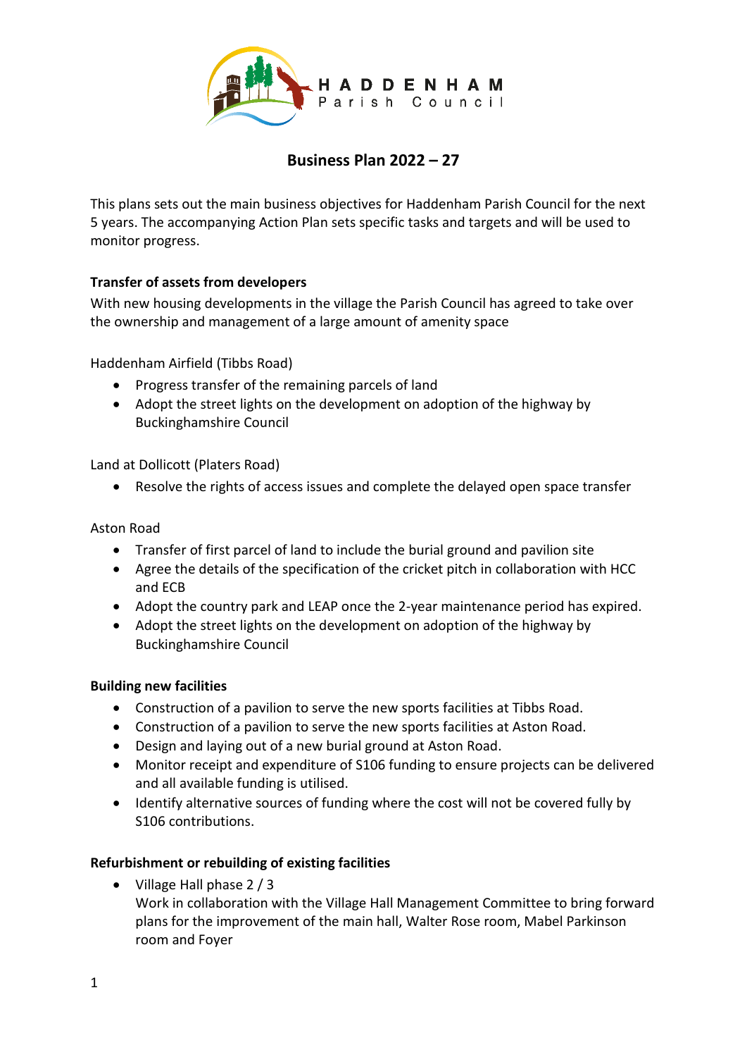HADDENHAM Parish Council

# Business Plan 2022 – 27

This plans sets out the main business objectives for Haddenham Parish Council for the next 5 years. The accompanying Action Plan sets specific tasks and targets and will be used to monitor progress.

**Transfer of assets from developers**

With new housing developments in the village the Parish Council has agreed to take over the ownership and management of a large amount of amenity space

Haddenham Airfield (Tibbs Road)

- Progress transfer of the remaining parcels of land
- Adopt the street lights on the development on adoption of the highway by Buckinghamshire Council

Land at Dollicott (Platers Road)

- Resolve the rights of access issues and complete the delayed open space transfer

Aston Road

- Transfer of first parcel of land to include the burial ground and pavilion site
- Agree the details of the specification of the cricket pitch in collaboration with HCC and ECB
- Adopt the country park and LEAP once the 2-year maintenance period has expired.
- Adopt the street lights on the development on adoption of the highway by Buckinghamshire Council

**Building new facilities**

- Construction of a pavilion to serve the new sports facilities at Tibbs Road.
- Construction of a pavilion to serve the new sports facilities at Aston Road.
- Design and laying out of a new burial ground at Aston Road.
- Monitor receipt and expenditure of S106 funding to ensure projects can be delivered and all available funding is utilised.
- Identify alternative sources of funding where the cost will not be covered fully by S106 contributions.

**Refurbishment or rebuilding of existing facilities**

- Village Hall phase 2 / 3
  Work in collaboration with the Village Hall Management Committee to bring forward plans for the improvement of the main hall, Walter Rose room, Mabel Parkinson room and Foyer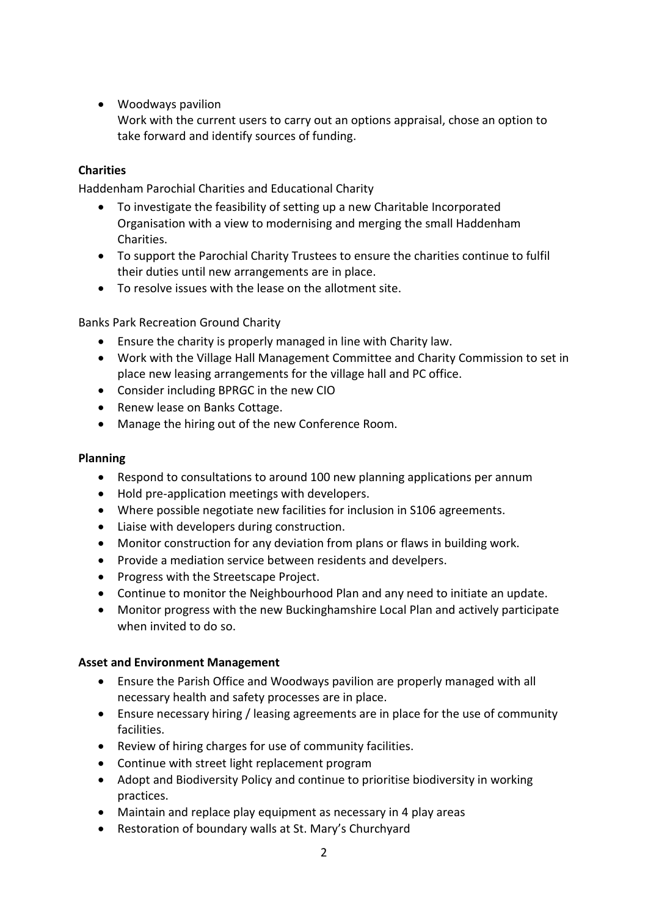- Woodways pavilion
  Work with the current users to carry out an options appraisal, chose an option to take forward and identify sources of funding.

**Charities**

Haddenham Parochial Charities and Educational Charity

- To investigate the feasibility of setting up a new Charitable Incorporated Organisation with a view to modernising and merging the small Haddenham Charities.
- To support the Parochial Charity Trustees to ensure the charities continue to fulfil their duties until new arrangements are in place.
- To resolve issues with the lease on the allotment site.

Banks Park Recreation Ground Charity

- Ensure the charity is properly managed in line with Charity law.
- Work with the Village Hall Management Committee and Charity Commission to set in place new leasing arrangements for the village hall and PC office.
- Consider including BPRGC in the new CIO
- Renew lease on Banks Cottage.
- Manage the hiring out of the new Conference Room.

**Planning**

- Respond to consultations to around 100 new planning applications per annum
- Hold pre-application meetings with developers.
- Where possible negotiate new facilities for inclusion in S106 agreements.
- Liaise with developers during construction.
- Monitor construction for any deviation from plans or flaws in building work.
- Provide a mediation service between residents and develpers.
- Progress with the Streetscape Project.
- Continue to monitor the Neighbourhood Plan and any need to initiate an update.
- Monitor progress with the new Buckinghamshire Local Plan and actively participate when invited to do so.

**Asset and Environment Management**

- Ensure the Parish Office and Woodways pavilion are properly managed with all necessary health and safety processes are in place.
- Ensure necessary hiring / leasing agreements are in place for the use of community facilities.
- Review of hiring charges for use of community facilities.
- Continue with street light replacement program
- Adopt and Biodiversity Policy and continue to prioritise biodiversity in working practices.
- Maintain and replace play equipment as necessary in 4 play areas
- Restoration of boundary walls at St. Mary's Churchyard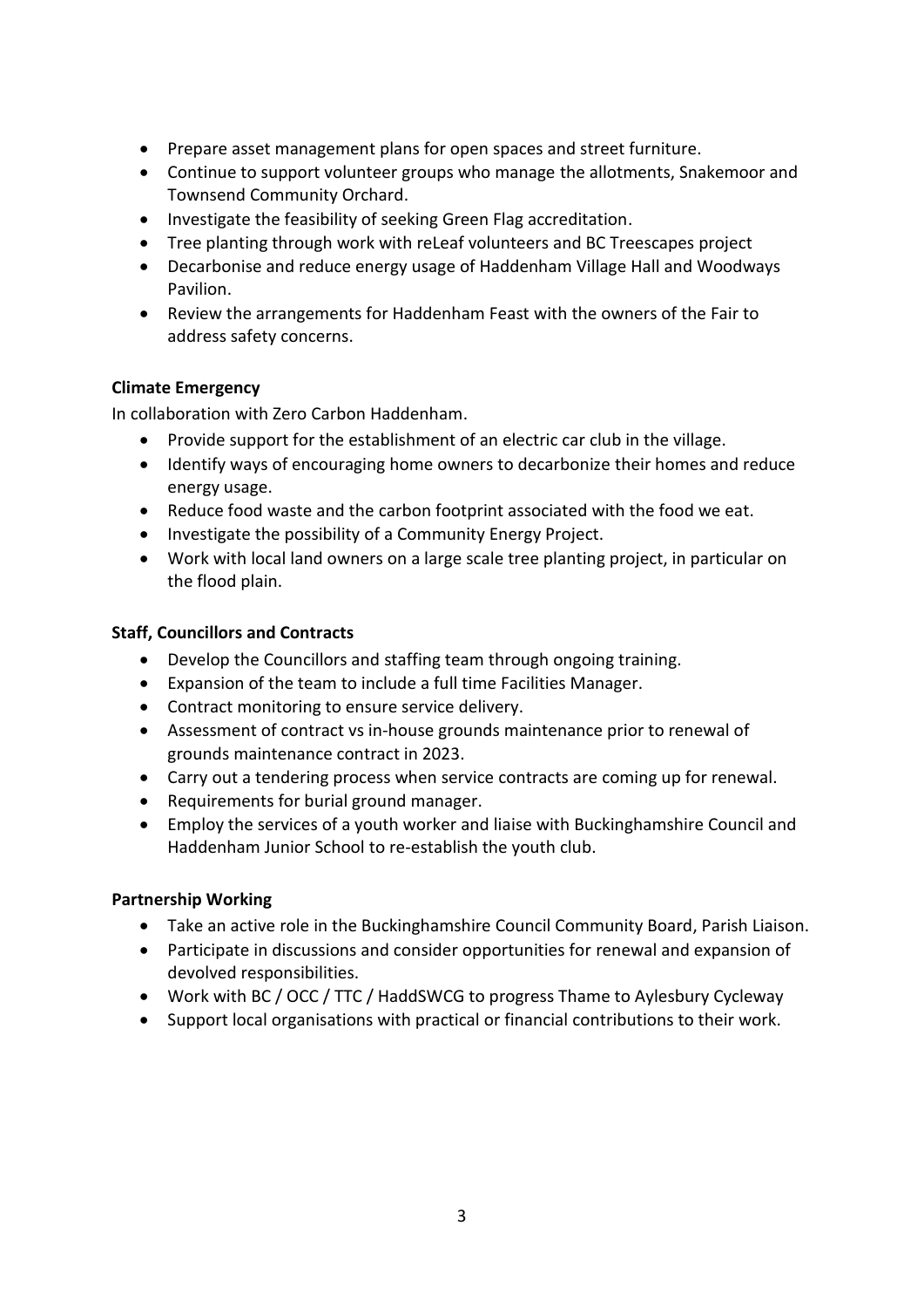- Prepare asset management plans for open spaces and street furniture.
- Continue to support volunteer groups who manage the allotments, Snakemoor and Townsend Community Orchard.
- Investigate the feasibility of seeking Green Flag accreditation.
- Tree planting through work with reLeaf volunteers and BC Treescapes project
- Decarbonise and reduce energy usage of Haddenham Village Hall and Woodways Pavilion.
- Review the arrangements for Haddenham Feast with the owners of the Fair to address safety concerns.

**Climate Emergency**

In collaboration with Zero Carbon Haddenham.

- Provide support for the establishment of an electric car club in the village.
- Identify ways of encouraging home owners to decarbonize their homes and reduce energy usage.
- Reduce food waste and the carbon footprint associated with the food we eat.
- Investigate the possibility of a Community Energy Project.
- Work with local land owners on a large scale tree planting project, in particular on the flood plain.

**Staff, Councillors and Contracts**

- Develop the Councillors and staffing team through ongoing training.
- Expansion of the team to include a full time Facilities Manager.
- Contract monitoring to ensure service delivery.
- Assessment of contract vs in-house grounds maintenance prior to renewal of grounds maintenance contract in 2023.
- Carry out a tendering process when service contracts are coming up for renewal.
- Requirements for burial ground manager.
- Employ the services of a youth worker and liaise with Buckinghamshire Council and Haddenham Junior School to re-establish the youth club.

**Partnership Working**

- Take an active role in the Buckinghamshire Council Community Board, Parish Liaison.
- Participate in discussions and consider opportunities for renewal and expansion of devolved responsibilities.
- Work with BC / OCC / TTC / HaddSWCG to progress Thame to Aylesbury Cycleway
- Support local organisations with practical or financial contributions to their work.